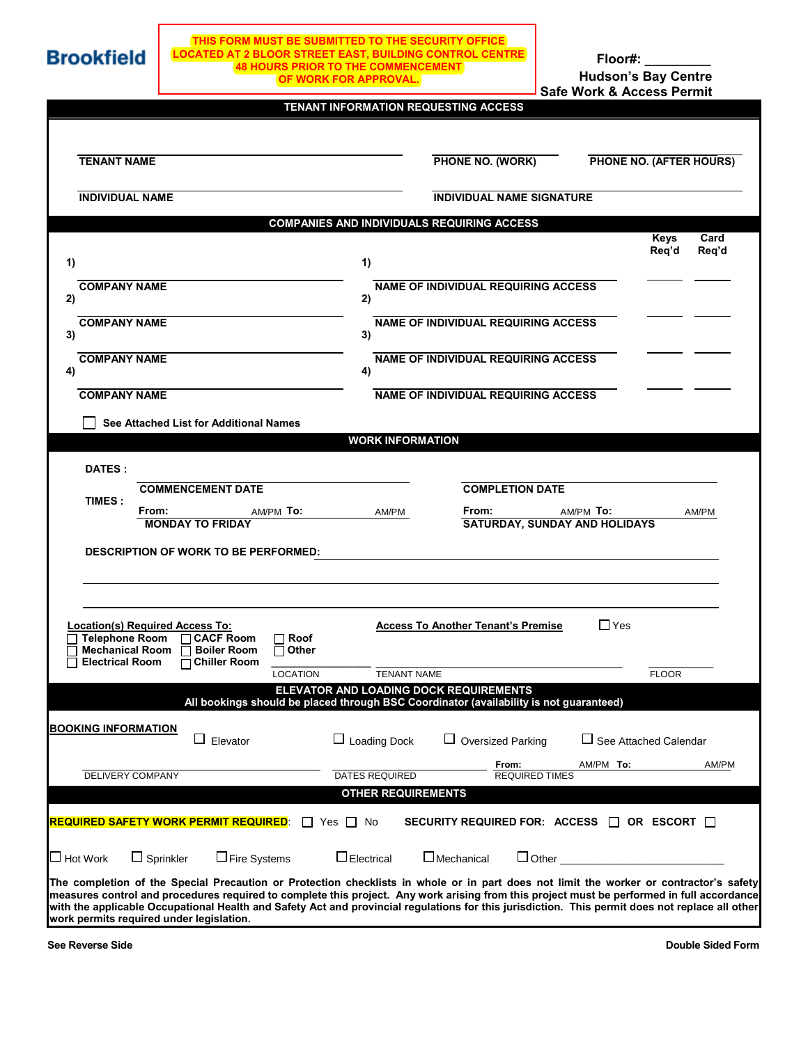Brookfield

**THIS FORM MUST BE SUBMITTED TO THE SECURITY OFFICE LOCATED AT 2 BLOOR STREET EAST, BUILDING CONTROL CENTRE 48 HOURS PRIOR TO THE COMMENCEMENT OF WORK FOR APPROVAL.**

**Floor#: _________**

## Hudson's Bay Centre
## Safe Work & Access Permit

### TENANT INFORMATION REQUESTING ACCESS

**TENANT NAME** ____________________ **PHONE NO. (WORK)** ____________________ **PHONE NO. (AFTER HOURS)** ____________________

**INDIVIDUAL NAME** ____________________ **INDIVIDUAL NAME SIGNATURE** ____________________

### COMPANIES AND INDIVIDUALS REQUIRING ACCESS

| | Company Name | | Name of Individual Requiring Access | Keys Req'd | Card Req'd |
|---|---|---|---|---|---|
| 1) | **COMPANY NAME** | 1) | **NAME OF INDIVIDUAL REQUIRING ACCESS** | | |
| 2) | **COMPANY NAME** | 2) | **NAME OF INDIVIDUAL REQUIRING ACCESS** | | |
| 3) | **COMPANY NAME** | 3) | **NAME OF INDIVIDUAL REQUIRING ACCESS** | | |
| 4) | **COMPANY NAME** | 4) | **NAME OF INDIVIDUAL REQUIRING ACCESS** | | |

☐ **See Attached List for Additional Names**

### WORK INFORMATION

**DATES :** **COMMENCEMENT DATE** ____________________ **COMPLETION DATE** ____________________

**TIMES :**

**From:** ________ AM/PM **To:** ________ AM/PM
**MONDAY TO FRIDAY**

**From:** ________ AM/PM **To:** ________ AM/PM
**SATURDAY, SUNDAY AND HOLIDAYS**

**DESCRIPTION OF WORK TO BE PERFORMED:** ________________________________________

________________________________________

________________________________________

**Location(s) Required Access To:**

☐ **Telephone Room** ☐ **CACF Room** ☐ **Roof**
☐ **Mechanical Room** ☐ **Boiler Room** ☐ **Other**
☐ **Electrical Room** ☐ **Chiller Room** ____________ LOCATION

**Access To Another Tenant's Premise** ☐ Yes

____________________ TENANT NAME ____________ FLOOR

### ELEVATOR AND LOADING DOCK REQUIREMENTS
**All bookings should be placed through BSC Coordinator (availability is not guaranteed)**

**BOOKING INFORMATION** ☐ Elevator ☐ Loading Dock ☐ Oversized Parking ☐ See Attached Calendar

____________________ DELIVERY COMPANY ____________________ DATES REQUIRED **From:** ________ AM/PM **To:** ________ AM/PM REQUIRED TIMES

### OTHER REQUIREMENTS

**REQUIRED SAFETY WORK PERMIT REQUIRED**: ☐ Yes ☐ No **SECURITY REQUIRED FOR: ACCESS** ☐ **OR ESCORT** ☐

☐ Hot Work ☐ Sprinkler ☐ Fire Systems ☐ Electrical ☐ Mechanical ☐ Other ____________________

**The completion of the Special Precaution or Protection checklists in whole or in part does not limit the worker or contractor's safety measures control and procedures required to complete this project. Any work arising from this project must be performed in full accordance with the applicable Occupational Health and Safety Act and provincial regulations for this jurisdiction. This permit does not replace all other work permits required under legislation.**

**See Reverse Side** **Double Sided Form**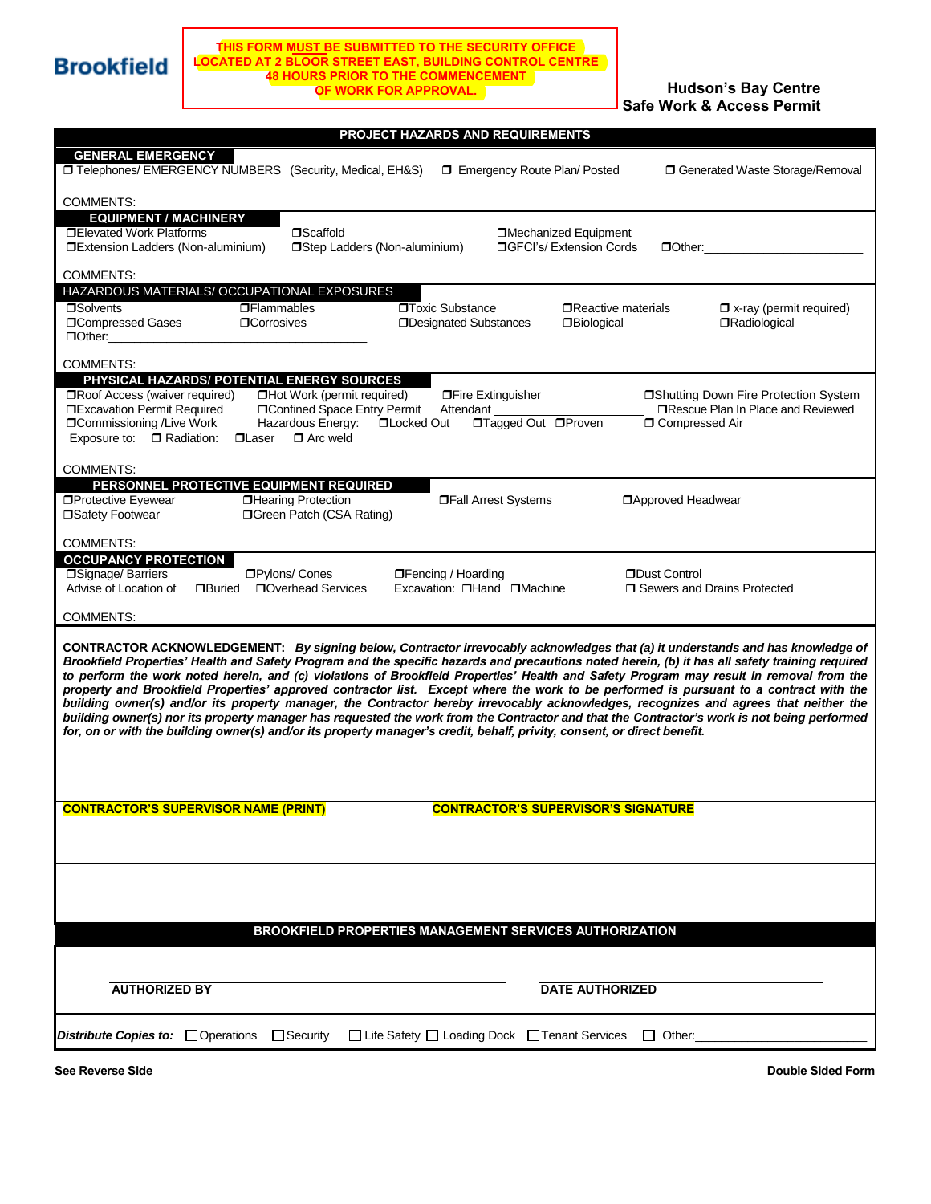Brookfield

**THIS FORM MUST BE SUBMITTED TO THE SECURITY OFFICE LOCATED AT 2 BLOOR STREET EAST, BUILDING CONTROL CENTRE 48 HOURS PRIOR TO THE COMMENCEMENT OF WORK FOR APPROVAL.**

**Hudson's Bay Centre**
**Safe Work & Access Permit**

## PROJECT HAZARDS AND REQUIREMENTS

### GENERAL EMERGENCY

❒ Telephones/ EMERGENCY NUMBERS (Security, Medical, EH&S) ❒ Emergency Route Plan/ Posted ❒ Generated Waste Storage/Removal

COMMENTS:

### EQUIPMENT / MACHINERY

❒Elevated Work Platforms ❒Scaffold ❒Mechanized Equipment
❒Extension Ladders (Non-aluminium) ❒Step Ladders (Non-aluminium) ❒GFCI's/ Extension Cords ❒Other:____________________

COMMENTS:

### HAZARDOUS MATERIALS/ OCCUPATIONAL EXPOSURES

❒Solvents ❒Flammables ❒Toxic Substance ❒Reactive materials ❒ x-ray (permit required)
❒Compressed Gases ❒Corrosives ❒Designated Substances ❒Biological ❒Radiological
❒Other:____________________

COMMENTS:

### PHYSICAL HAZARDS/ POTENTIAL ENERGY SOURCES

❒Roof Access (waiver required) ❒Hot Work (permit required) ❒Fire Extinguisher ❒Shutting Down Fire Protection System
❒Excavation Permit Required ❒Confined Space Entry Permit Attendant ____________ ❒Rescue Plan In Place and Reviewed
❒Commissioning /Live Work Hazardous Energy: ❒Locked Out ❒Tagged Out ❒Proven ❒ Compressed Air
Exposure to: ❒ Radiation: ❒Laser ❒ Arc weld

COMMENTS:

### PERSONNEL PROTECTIVE EQUIPMENT REQUIRED

❒Protective Eyewear ❒Hearing Protection ❒Fall Arrest Systems ❒Approved Headwear
❒Safety Footwear ❒Green Patch (CSA Rating)

COMMENTS:

### OCCUPANCY PROTECTION

❒Signage/ Barriers ❒Pylons/ Cones ❒Fencing / Hoarding ❒Dust Control
Advise of Location of ❒Buried ❒Overhead Services Excavation: ❒Hand ❒Machine ❒ Sewers and Drains Protected

COMMENTS:

**CONTRACTOR ACKNOWLEDGEMENT:** ***By signing below, Contractor irrevocably acknowledges that (a) it understands and has knowledge of Brookfield Properties' Health and Safety Program and the specific hazards and precautions noted herein, (b) it has all safety training required to perform the work noted herein, and (c) violations of Brookfield Properties' Health and Safety Program may result in removal from the property and Brookfield Properties' approved contractor list. Except where the work to be performed is pursuant to a contract with the building owner(s) and/or its property manager, the Contractor hereby irrevocably acknowledges, recognizes and agrees that neither the building owner(s) nor its property manager has requested the work from the Contractor and that the Contractor's work is not being performed for, on or with the building owner(s) and/or its property manager's credit, behalf, privity, consent, or direct benefit.***

**CONTRACTOR'S SUPERVISOR NAME (PRINT)** **CONTRACTOR'S SUPERVISOR'S SIGNATURE**

## BROOKFIELD PROPERTIES MANAGEMENT SERVICES AUTHORIZATION

**AUTHORIZED BY** **DATE AUTHORIZED**

***Distribute Copies to:*** ☐Operations ☐Security ☐ Life Safety ☐ Loading Dock ☐Tenant Services ☐ Other:____________________

**See Reverse Side** **Double Sided Form**